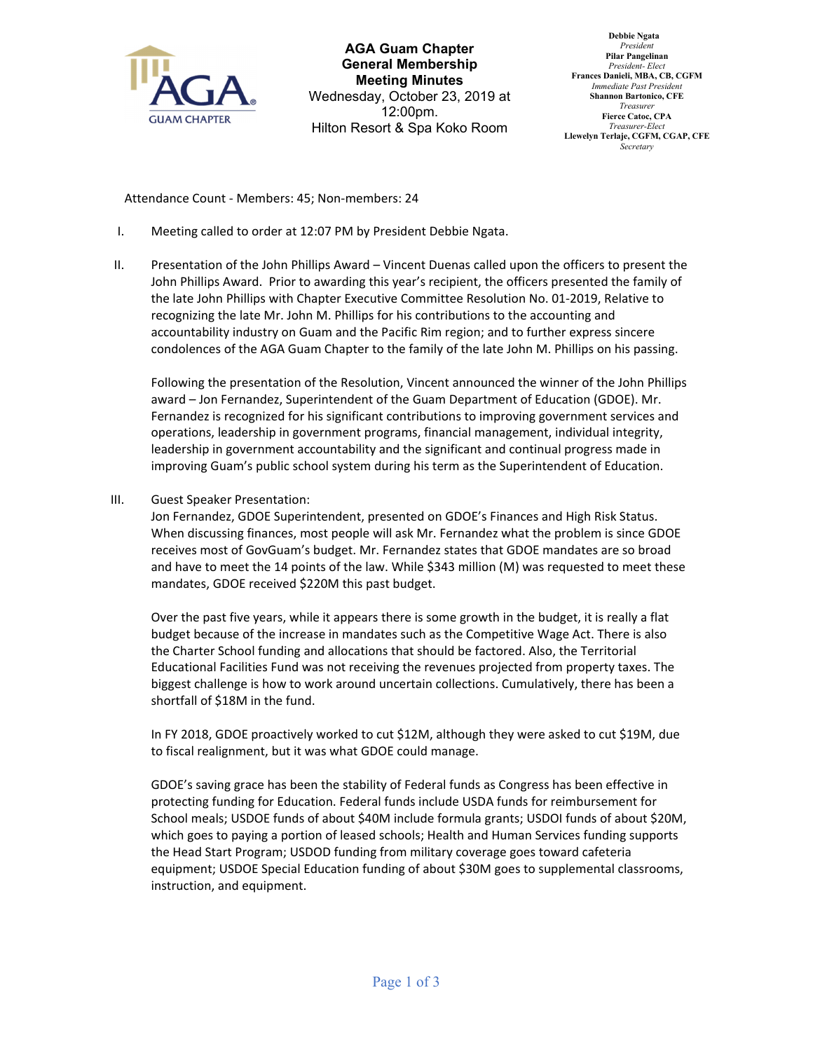AGA Guam Chapter

**AGA Guam Chapter**
**General Membership**
**Meeting Minutes**
Wednesday, October 23, 2019 at 12:00pm.
Hilton Resort & Spa Koko Room

**Debbie Ngata**
*President*
**Pilar Pangelinan**
*President- Elect*
**Frances Danieli, MBA, CB, CGFM**
*Immediate Past President*
**Shannon Bartonico, CFE**
*Treasurer*
**Fierce Catoc, CPA**
*Treasurer-Elect*
**Llewelyn Terlaje, CGFM, CGAP, CFE**
*Secretary*

Attendance Count - Members: 45; Non-members: 24

I. Meeting called to order at 12:07 PM by President Debbie Ngata.

II. Presentation of the John Phillips Award – Vincent Duenas called upon the officers to present the John Phillips Award. Prior to awarding this year's recipient, the officers presented the family of the late John Phillips with Chapter Executive Committee Resolution No. 01-2019, Relative to recognizing the late Mr. John M. Phillips for his contributions to the accounting and accountability industry on Guam and the Pacific Rim region; and to further express sincere condolences of the AGA Guam Chapter to the family of the late John M. Phillips on his passing.

   Following the presentation of the Resolution, Vincent announced the winner of the John Phillips award – Jon Fernandez, Superintendent of the Guam Department of Education (GDOE). Mr. Fernandez is recognized for his significant contributions to improving government services and operations, leadership in government programs, financial management, individual integrity, leadership in government accountability and the significant and continual progress made in improving Guam's public school system during his term as the Superintendent of Education.

III. Guest Speaker Presentation:
   Jon Fernandez, GDOE Superintendent, presented on GDOE's Finances and High Risk Status. When discussing finances, most people will ask Mr. Fernandez what the problem is since GDOE receives most of GovGuam's budget. Mr. Fernandez states that GDOE mandates are so broad and have to meet the 14 points of the law. While $343 million (M) was requested to meet these mandates, GDOE received $220M this past budget.

   Over the past five years, while it appears there is some growth in the budget, it is really a flat budget because of the increase in mandates such as the Competitive Wage Act. There is also the Charter School funding and allocations that should be factored. Also, the Territorial Educational Facilities Fund was not receiving the revenues projected from property taxes. The biggest challenge is how to work around uncertain collections. Cumulatively, there has been a shortfall of $18M in the fund.

   In FY 2018, GDOE proactively worked to cut $12M, although they were asked to cut $19M, due to fiscal realignment, but it was what GDOE could manage.

   GDOE's saving grace has been the stability of Federal funds as Congress has been effective in protecting funding for Education. Federal funds include USDA funds for reimbursement for School meals; USDOE funds of about $40M include formula grants; USDOI funds of about $20M, which goes to paying a portion of leased schools; Health and Human Services funding supports the Head Start Program; USDOD funding from military coverage goes toward cafeteria equipment; USDOE Special Education funding of about $30M goes to supplemental classrooms, instruction, and equipment.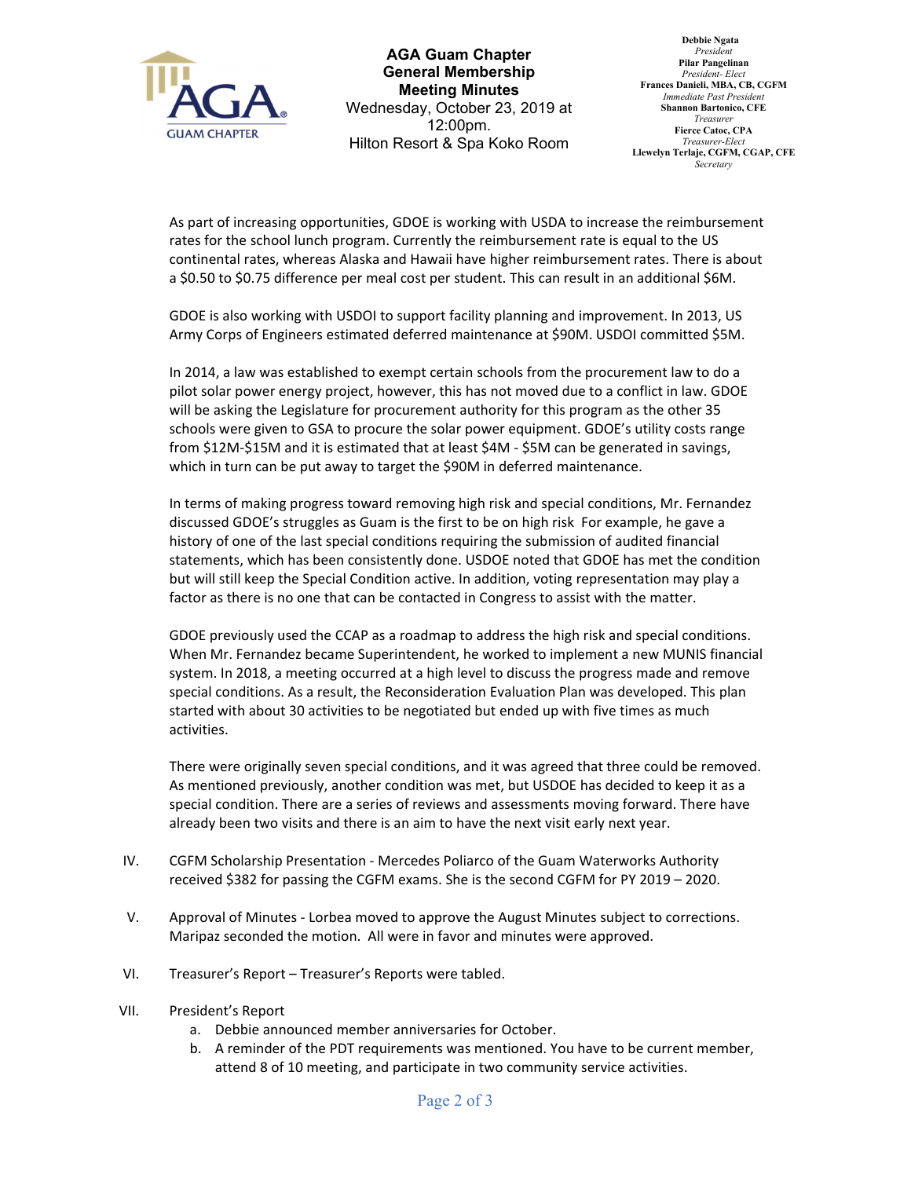As part of increasing opportunities, GDOE is working with USDA to increase the reimbursement rates for the school lunch program. Currently the reimbursement rate is equal to the US continental rates, whereas Alaska and Hawaii have higher reimbursement rates. There is about a $0.50 to $0.75 difference per meal cost per student. This can result in an additional $6M.

GDOE is also working with USDOI to support facility planning and improvement. In 2013, US Army Corps of Engineers estimated deferred maintenance at $90M. USDOI committed $5M.

In 2014, a law was established to exempt certain schools from the procurement law to do a pilot solar power energy project, however, this has not moved due to a conflict in law. GDOE will be asking the Legislature for procurement authority for this program as the other 35 schools were given to GSA to procure the solar power equipment. GDOE's utility costs range from $12M-$15M and it is estimated that at least $4M - $5M can be generated in savings, which in turn can be put away to target the $90M in deferred maintenance.

In terms of making progress toward removing high risk and special conditions, Mr. Fernandez discussed GDOE's struggles as Guam is the first to be on high risk For example, he gave a history of one of the last special conditions requiring the submission of audited financial statements, which has been consistently done. USDOE noted that GDOE has met the condition but will still keep the Special Condition active. In addition, voting representation may play a factor as there is no one that can be contacted in Congress to assist with the matter.

GDOE previously used the CCAP as a roadmap to address the high risk and special conditions. When Mr. Fernandez became Superintendent, he worked to implement a new MUNIS financial system. In 2018, a meeting occurred at a high level to discuss the progress made and remove special conditions. As a result, the Reconsideration Evaluation Plan was developed. This plan started with about 30 activities to be negotiated but ended up with five times as much activities.

There were originally seven special conditions, and it was agreed that three could be removed. As mentioned previously, another condition was met, but USDOE has decided to keep it as a special condition. There are a series of reviews and assessments moving forward. There have already been two visits and there is an aim to have the next visit early next year.

IV. CGFM Scholarship Presentation - Mercedes Poliarco of the Guam Waterworks Authority received $382 for passing the CGFM exams. She is the second CGFM for PY 2019 – 2020.

V. Approval of Minutes - Lorbea moved to approve the August Minutes subject to corrections. Maripaz seconded the motion. All were in favor and minutes were approved.

VI. Treasurer's Report – Treasurer's Reports were tabled.

VII. President's Report
   a. Debbie announced member anniversaries for October.
   b. A reminder of the PDT requirements was mentioned. You have to be current member, attend 8 of 10 meeting, and participate in two community service activities.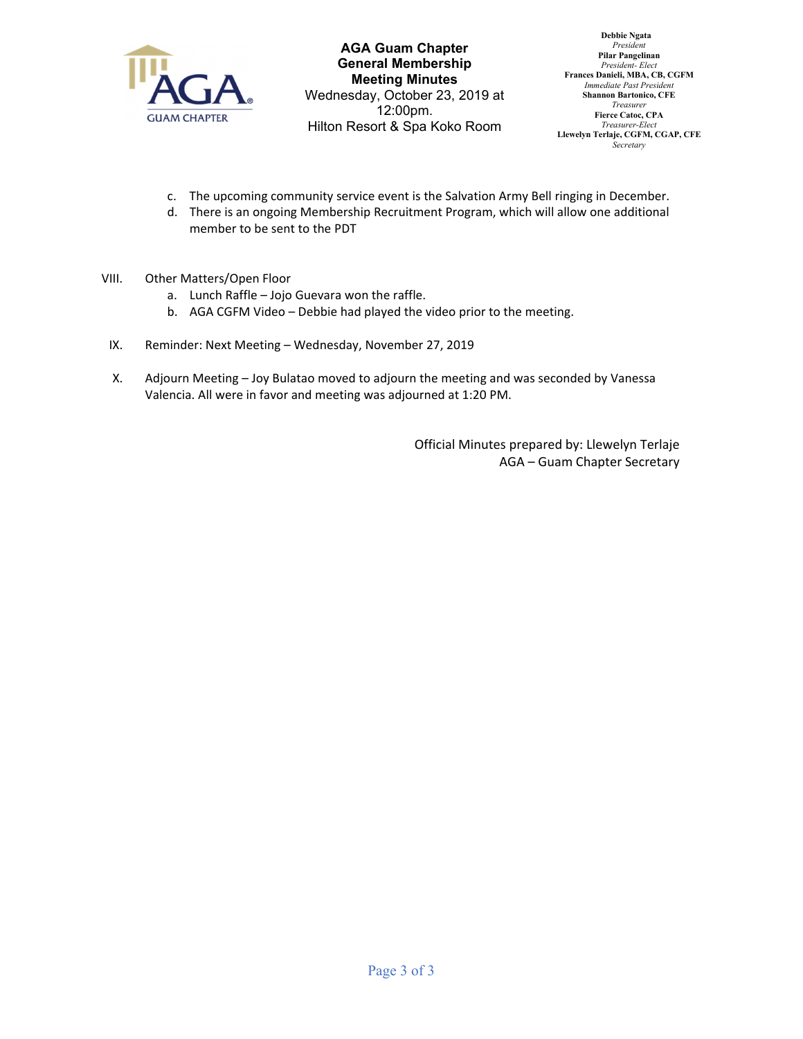**AGA Guam Chapter**
**General Membership**
**Meeting Minutes**
Wednesday, October 23, 2019 at 12:00pm.
Hilton Resort & Spa Koko Room

**Debbie Ngata**
*President*
**Pilar Pangelinan**
*President- Elect*
**Frances Danieli, MBA, CB, CGFM**
*Immediate Past President*
**Shannon Bartonico, CFE**
*Treasurer*
**Fierce Catoc, CPA**
*Treasurer-Elect*
**Llewelyn Terlaje, CGFM, CGAP, CFE**
*Secretary*

c. The upcoming community service event is the Salvation Army Bell ringing in December.
d. There is an ongoing Membership Recruitment Program, which will allow one additional member to be sent to the PDT

VIII. Other Matters/Open Floor
  a. Lunch Raffle – Jojo Guevara won the raffle.
  b. AGA CGFM Video – Debbie had played the video prior to the meeting.

IX. Reminder: Next Meeting – Wednesday, November 27, 2019

X. Adjourn Meeting – Joy Bulatao moved to adjourn the meeting and was seconded by Vanessa Valencia. All were in favor and meeting was adjourned at 1:20 PM.

Official Minutes prepared by: Llewelyn Terlaje
AGA – Guam Chapter Secretary